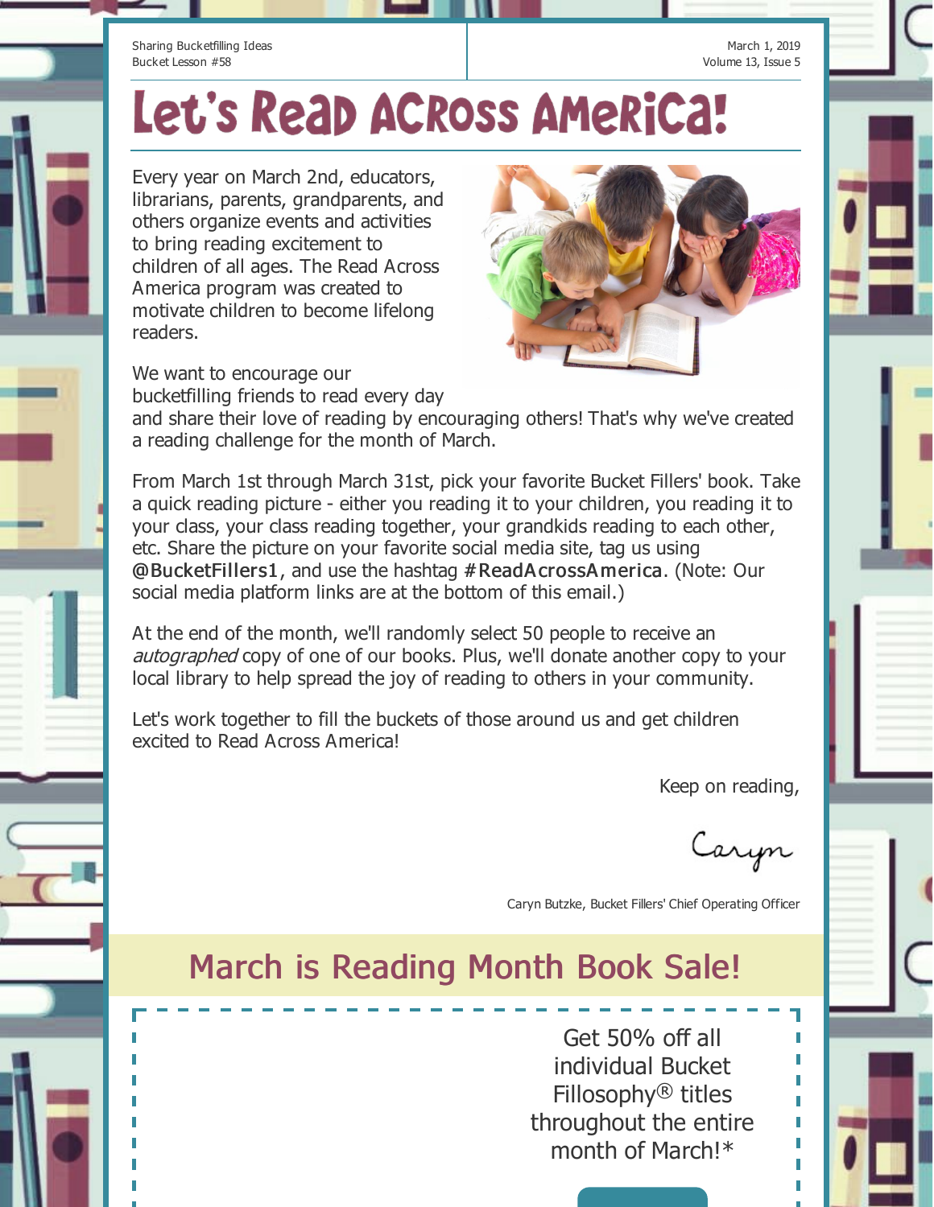Sharing Bucketfilling Ideas
Bucket Lesson #58

March 1, 2019

# Let's Read Across America!

Every year on March 2nd, educators, librarians, parents, grandparents, and others organize events and activities to bring reading excitement to children of all ages. The Read Across America program was created to motivate children to become lifelong readers.

We want to encourage our bucketfilling friends to read every day and share their love of reading by encouraging others! That's why we've created a reading challenge for the month of March.

From March 1st through March 31st, pick your favorite Bucket Fillers' book. Take a quick reading picture - either you reading it to your children, you reading it to your class, your class reading together, your grandkids reading to each other, etc. Share the picture on your favorite social media site, tag us using @BucketFillers1, and use the hashtag #ReadAcrossAmerica. (Note: Our social media platform links are at the bottom of this email.)

At the end of the month, we'll randomly select 50 people to receive an *autographed* copy of one of our books. Plus, we'll donate another copy to your local library to help spread the joy of reading to others in your community.

Let's work together to fill the buckets of those around us and get children excited to Read Across America!

Keep on reading,

Caryn

Caryn Butzke, Bucket Fillers' Chief Operating Officer

## March is Reading Month Book Sale!

Get 50% off all individual Bucket Fillosophy® titles throughout the entire month of March!*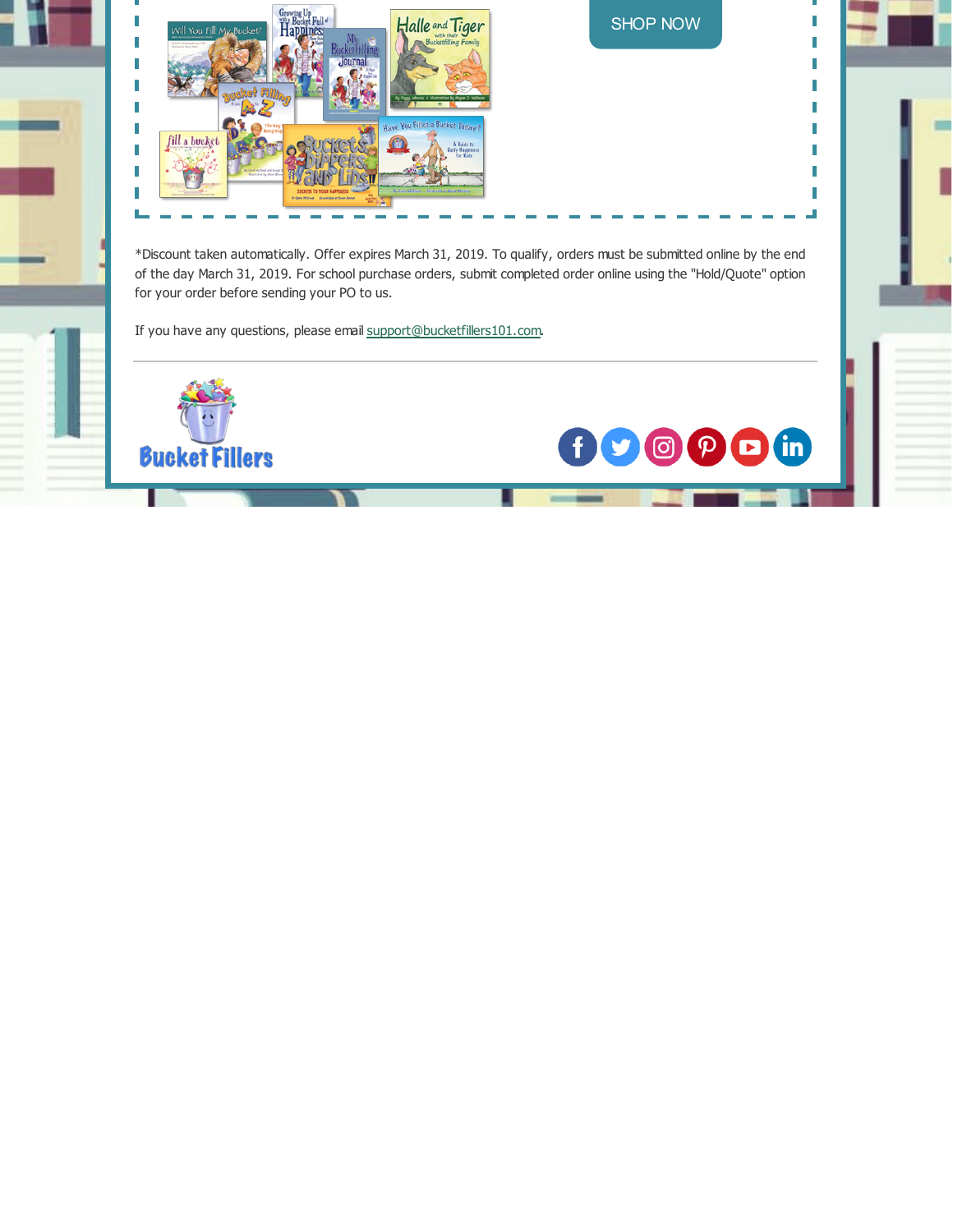SHOP NOW

*Discount taken automatically. Offer expires March 31, 2019. To qualify, orders must be submitted online by the end of the day March 31, 2019. For school purchase orders, submit completed order online using the "Hold/Quote" option for your order before sending your PO to us.

If you have any questions, please email support@bucketfillers101.com.

---

Bucket Fillers